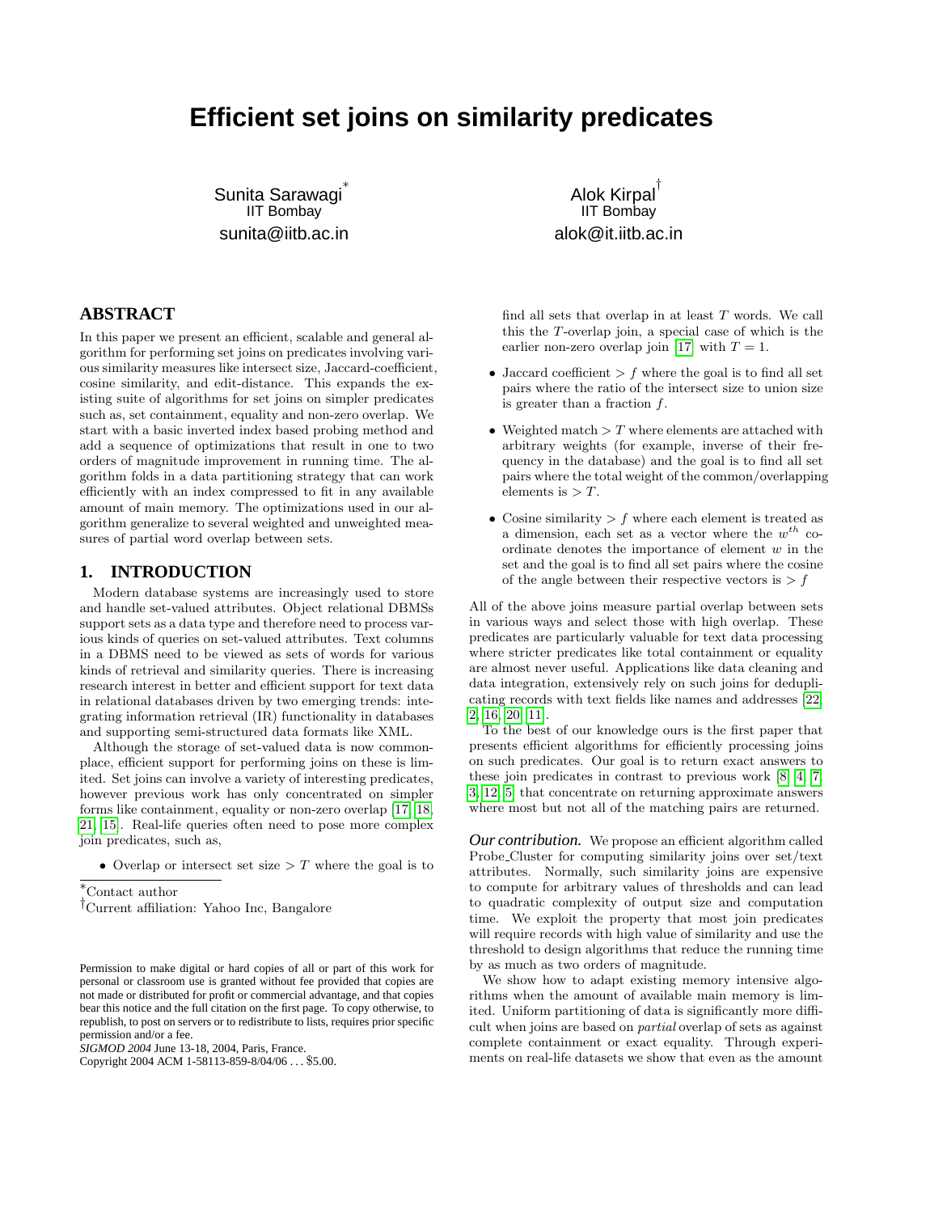# Efficient set joins on similarity predicates

Sunita Sarawagi*
IIT Bombay
sunita@iitb.ac.in

Alok Kirpal†
IIT Bombay
alok@it.iitb.ac.in

## ABSTRACT

In this paper we present an efficient, scalable and general algorithm for performing set joins on predicates involving various similarity measures like intersect size, Jaccard-coefficient, cosine similarity, and edit-distance. This expands the existing suite of algorithms for set joins on simpler predicates such as, set containment, equality and non-zero overlap. We start with a basic inverted index based probing method and add a sequence of optimizations that result in one to two orders of magnitude improvement in running time. The algorithm folds in a data partitioning strategy that can work efficiently with an index compressed to fit in any available amount of main memory. The optimizations used in our algorithm generalize to several weighted and unweighted measures of partial word overlap between sets.

## 1. INTRODUCTION

Modern database systems are increasingly used to store and handle set-valued attributes. Object relational DBMSs support sets as a data type and therefore need to process various kinds of queries on set-valued attributes. Text columns in a DBMS need to be viewed as sets of words for various kinds of retrieval and similarity queries. There is increasing research interest in better and efficient support for text data in relational databases driven by two emerging trends: integrating information retrieval (IR) functionality in databases and supporting semi-structured data formats like XML.

Although the storage of set-valued data is now commonplace, efficient support for performing joins on these is limited. Set joins can involve a variety of interesting predicates, however previous work has only concentrated on simpler forms like containment, equality or non-zero overlap [17, 18, 21, 15]. Real-life queries often need to pose more complex join predicates, such as,

- Overlap or intersect set size $> T$ where the goal is to find all sets that overlap in at least $T$ words. We call this the $T$-overlap join, a special case of which is the earlier non-zero overlap join [17] with $T = 1$.
- Jaccard coefficient $> f$ where the goal is to find all set pairs where the ratio of the intersect size to union size is greater than a fraction $f$.
- Weighted match $> T$ where elements are attached with arbitrary weights (for example, inverse of their frequency in the database) and the goal is to find all set pairs where the total weight of the common/overlapping elements is $> T$.
- Cosine similarity $> f$ where each element is treated as a dimension, each set as a vector where the $w^{th}$ coordinate denotes the importance of element $w$ in the set and the goal is to find all set pairs where the cosine of the angle between their respective vectors is $> f$

All of the above joins measure partial overlap between sets in various ways and select those with high overlap. These predicates are particularly valuable for text data processing where stricter predicates like total containment or equality are almost never useful. Applications like data cleaning and data integration, extensively rely on such joins for deduplicating records with text fields like names and addresses [22, 2, 16, 20, 11].

To the best of our knowledge ours is the first paper that presents efficient algorithms for efficiently processing joins on such predicates. Our goal is to return exact answers to these join predicates in contrast to previous work [8, 4, 7, 3, 12, 5] that concentrate on returning approximate answers where most but not all of the matching pairs are returned.

***Our contribution.*** We propose an efficient algorithm called Probe_Cluster for computing similarity joins over set/text attributes. Normally, such similarity joins are expensive to compute for arbitrary values of thresholds and can lead to quadratic complexity of output size and computation time. We exploit the property that most join predicates will require records with high value of similarity and use the threshold to design algorithms that reduce the running time by as much as two orders of magnitude.

We show how to adapt existing memory intensive algorithms when the amount of available main memory is limited. Uniform partitioning of data is significantly more difficult when joins are based on *partial* overlap of sets as against complete containment or exact equality. Through experiments on real-life datasets we show that even as the amount

---

*Contact author

†Current affiliation: Yahoo Inc, Bangalore

Permission to make digital or hard copies of all or part of this work for personal or classroom use is granted without fee provided that copies are not made or distributed for profit or commercial advantage, and that copies bear this notice and the full citation on the first page. To copy otherwise, to republish, to post on servers or to redistribute to lists, requires prior specific permission and/or a fee.
*SIGMOD 2004* June 13-18, 2004, Paris, France.
Copyright 2004 ACM 1-58113-859-8/04/06 ... $5.00.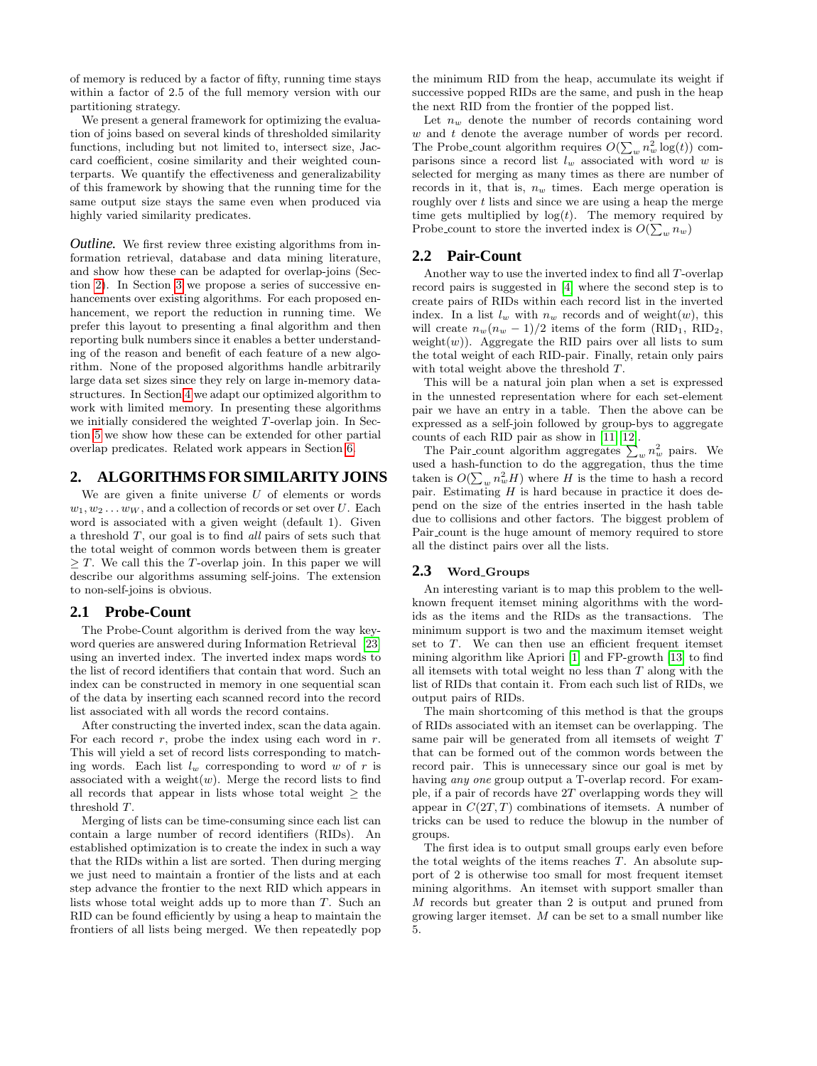of memory is reduced by a factor of fifty, running time stays within a factor of 2.5 of the full memory version with our partitioning strategy.

We present a general framework for optimizing the evaluation of joins based on several kinds of thresholded similarity functions, including but not limited to, intersect size, Jaccard coefficient, cosine similarity and their weighted counterparts. We quantify the effectiveness and generalizability of this framework by showing that the running time for the same output size stays the same even when produced via highly varied similarity predicates.

***Outline.*** We first review three existing algorithms from information retrieval, database and data mining literature, and show how these can be adapted for overlap-joins (Section 2). In Section 3 we propose a series of successive enhancements over existing algorithms. For each proposed enhancement, we report the reduction in running time. We prefer this layout to presenting a final algorithm and then reporting bulk numbers since it enables a better understanding of the reason and benefit of each feature of a new algorithm. None of the proposed algorithms handle arbitrarily large data set sizes since they rely on large in-memory datastructures. In Section 4 we adapt our optimized algorithm to work with limited memory. In presenting these algorithms we initially considered the weighted $T$-overlap join. In Section 5 we show how these can be extended for other partial overlap predicates. Related work appears in Section 6.

## 2. ALGORITHMS FOR SIMILARITY JOINS

We are given a finite universe $U$ of elements or words $w_1, w_2 \dots w_W$, and a collection of records or set over $U$. Each word is associated with a given weight (default 1). Given a threshold $T$, our goal is to find *all* pairs of sets such that the total weight of common words between them is greater $\geq T$. We call this the $T$-overlap join. In this paper we will describe our algorithms assuming self-joins. The extension to non-self-joins is obvious.

### 2.1 Probe-Count

The Probe-Count algorithm is derived from the way keyword queries are answered during Information Retrieval [23] using an inverted index. The inverted index maps words to the list of record identifiers that contain that word. Such an index can be constructed in memory in one sequential scan of the data by inserting each scanned record into the record list associated with all words the record contains.

After constructing the inverted index, scan the data again. For each record $r$, probe the index using each word in $r$. This will yield a set of record lists corresponding to matching words. Each list $l_w$ corresponding to word $w$ of $r$ is associated with a weight($w$). Merge the record lists to find all records that appear in lists whose total weight $\geq$ the threshold $T$.

Merging of lists can be time-consuming since each list can contain a large number of record identifiers (RIDs). An established optimization is to create the index in such a way that the RIDs within a list are sorted. Then during merging we just need to maintain a frontier of the lists and at each step advance the frontier to the next RID which appears in lists whose total weight adds up to more than $T$. Such an RID can be found efficiently by using a heap to maintain the frontiers of all lists being merged. We then repeatedly pop the minimum RID from the heap, accumulate its weight if successive popped RIDs are the same, and push in the heap the next RID from the frontier of the popped list.

Let $n_w$ denote the number of records containing word $w$ and $t$ denote the average number of words per record. The Probe_count algorithm requires $O(\sum_w n_w^2 \log(t))$ comparisons since a record list $l_w$ associated with word $w$ is selected for merging as many times as there are number of records in it, that is, $n_w$ times. Each merge operation is roughly over $t$ lists and since we are using a heap the merge time gets multiplied by $\log(t)$. The memory required by Probe_count to store the inverted index is $O(\sum_w n_w)$

### 2.2 Pair-Count

Another way to use the inverted index to find all $T$-overlap record pairs is suggested in [4] where the second step is to create pairs of RIDs within each record list in the inverted index. In a list $l_w$ with $n_w$ records and of weight($w$), this will create $n_w(n_w - 1)/2$ items of the form (RID$_1$, RID$_2$, weight($w$)). Aggregate the RID pairs over all lists to sum the total weight of each RID-pair. Finally, retain only pairs with total weight above the threshold $T$.

This will be a natural join plan when a set is expressed in the unnested representation where for each set-element pair we have an entry in a table. Then the above can be expressed as a self-join followed by group-bys to aggregate counts of each RID pair as show in [11, 12].

The Pair_count algorithm aggregates $\sum_w n_w^2$ pairs. We used a hash-function to do the aggregation, thus the time taken is $O(\sum_w n_w^2 H)$ where $H$ is the time to hash a record pair. Estimating $H$ is hard because in practice it does depend on the size of the entries inserted in the hash table due to collisions and other factors. The biggest problem of Pair_count is the huge amount of memory required to store all the distinct pairs over all the lists.

### 2.3 Word_Groups

An interesting variant is to map this problem to the well-known frequent itemset mining algorithms with the word-ids as the items and the RIDs as the transactions. The minimum support is two and the maximum itemset weight set to $T$. We can then use an efficient frequent itemset mining algorithm like Apriori [1] and FP-growth [13] to find all itemsets with total weight no less than $T$ along with the list of RIDs that contain it. From each such list of RIDs, we output pairs of RIDs.

The main shortcoming of this method is that the groups of RIDs associated with an itemset can be overlapping. The same pair will be generated from all itemsets of weight $T$ that can be formed out of the common words between the record pair. This is unnecessary since our goal is met by having *any one* group output a T-overlap record. For example, if a pair of records have $2T$ overlapping words they will appear in $C(2T, T)$ combinations of itemsets. A number of tricks can be used to reduce the blowup in the number of groups.

The first idea is to output small groups early even before the total weights of the items reaches $T$. An absolute support of 2 is otherwise too small for most frequent itemset mining algorithms. An itemset with support smaller than $M$ records but greater than 2 is output and pruned from growing larger itemset. $M$ can be set to a small number like 5.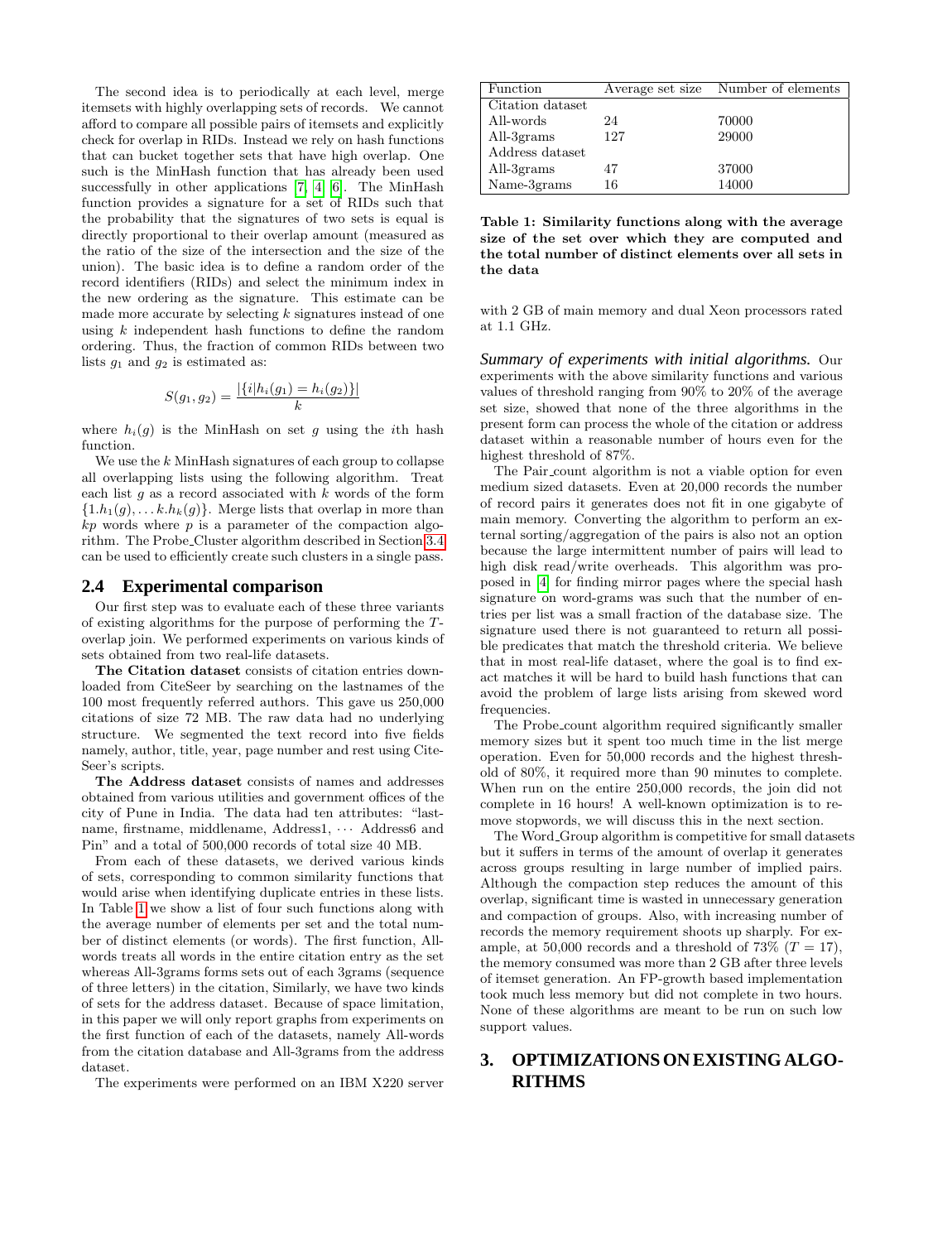The second idea is to periodically at each level, merge itemsets with highly overlapping sets of records. We cannot afford to compare all possible pairs of itemsets and explicitly check for overlap in RIDs. Instead we rely on hash functions that can bucket together sets that have high overlap. One such is the MinHash function that has already been used successfully in other applications [7, 4, 6]. The MinHash function provides a signature for a set of RIDs such that the probability that the signatures of two sets is equal is directly proportional to their overlap amount (measured as the ratio of the size of the intersection and the size of the union). The basic idea is to define a random order of the record identifiers (RIDs) and select the minimum index in the new ordering as the signature. This estimate can be made more accurate by selecting $k$ signatures instead of one using $k$ independent hash functions to define the random ordering. Thus, the fraction of common RIDs between two lists $g_1$ and $g_2$ is estimated as:

$$S(g_1, g_2) = \frac{|\{i|h_i(g_1) = h_i(g_2)\}|}{k}$$

where $h_i(g)$ is the MinHash on set $g$ using the $i$th hash function.

We use the $k$ MinHash signatures of each group to collapse all overlapping lists using the following algorithm. Treat each list $g$ as a record associated with $k$ words of the form $\{1.h_1(g), \dots k.h_k(g)\}$. Merge lists that overlap in more than $kp$ words where $p$ is a parameter of the compaction algorithm. The Probe_Cluster algorithm described in Section 3.4 can be used to efficiently create such clusters in a single pass.

## 2.4 Experimental comparison

Our first step was to evaluate each of these three variants of existing algorithms for the purpose of performing the $T$-overlap join. We performed experiments on various kinds of sets obtained from two real-life datasets.

**The Citation dataset** consists of citation entries downloaded from CiteSeer by searching on the lastnames of the 100 most frequently referred authors. This gave us 250,000 citations of size 72 MB. The raw data had no underlying structure. We segmented the text record into five fields namely, author, title, year, page number and rest using CiteSeer's scripts.

**The Address dataset** consists of names and addresses obtained from various utilities and government offices of the city of Pune in India. The data had ten attributes: "lastname, firstname, middlename, Address1, $\cdots$ Address6 and Pin" and a total of 500,000 records of total size 40 MB.

From each of these datasets, we derived various kinds of sets, corresponding to common similarity functions that would arise when identifying duplicate entries in these lists. In Table 1 we show a list of four such functions along with the average number of elements per set and the total number of distinct elements (or words). The first function, All-words treats all words in the entire citation entry as the set whereas All-3grams forms sets out of each 3grams (sequence of three letters) in the citation, Similarly, we have two kinds of sets for the address dataset. Because of space limitation, in this paper we will only report graphs from experiments on the first function of each of the datasets, namely All-words from the citation database and All-3grams from the address dataset.

The experiments were performed on an IBM X220 server with 2 GB of main memory and dual Xeon processors rated at 1.1 GHz.

| Function | Average set size | Number of elements |
|---|---|---|
| Citation dataset | | |
| All-words | 24 | 70000 |
| All-3grams | 127 | 29000 |
| Address dataset | | |
| All-3grams | 47 | 37000 |
| Name-3grams | 16 | 14000 |

**Table 1: Similarity functions along with the average size of the set over which they are computed and the total number of distinct elements over all sets in the data**

***Summary of experiments with initial algorithms.*** Our experiments with the above similarity functions and various values of threshold ranging from 90% to 20% of the average set size, showed that none of the three algorithms in the present form can process the whole of the citation or address dataset within a reasonable number of hours even for the highest threshold of 87%.

The Pair_count algorithm is not a viable option for even medium sized datasets. Even at 20,000 records the number of record pairs it generates does not fit in one gigabyte of main memory. Converting the algorithm to perform an external sorting/aggregation of the pairs is also not an option because the large intermittent number of pairs will lead to high disk read/write overheads. This algorithm was proposed in [4] for finding mirror pages where the special hash signature on word-grams was such that the number of entries per list was a small fraction of the database size. The signature used there is not guaranteed to return all possible predicates that match the threshold criteria. We believe that in most real-life dataset, where the goal is to find exact matches it will be hard to build hash functions that can avoid the problem of large lists arising from skewed word frequencies.

The Probe_count algorithm required significantly smaller memory sizes but it spent too much time in the list merge operation. Even for 50,000 records and the highest threshold of 87%, it required more than 90 minutes to complete. When run on the entire 250,000 records, the join did not complete in 16 hours! A well-known optimization is to remove stopwords, we will discuss this in the next section.

The Word_Group algorithm is competitive for small datasets but it suffers in terms of the amount of overlap it generates across groups resulting in large number of implied pairs. Although the compaction step reduces the amount of this overlap, significant time is wasted in unnecessary generation and compaction of groups. Also, with increasing number of records the memory requirement shoots up sharply. For example, at 50,000 records and a threshold of 73% ($T = 17$), the memory consumed was more than 2 GB after three levels of itemset generation. An FP-growth based implementation took much less memory but did not complete in two hours. None of these algorithms are meant to be run on such low support values.

# 3. OPTIMIZATIONS ON EXISTING ALGORITHMS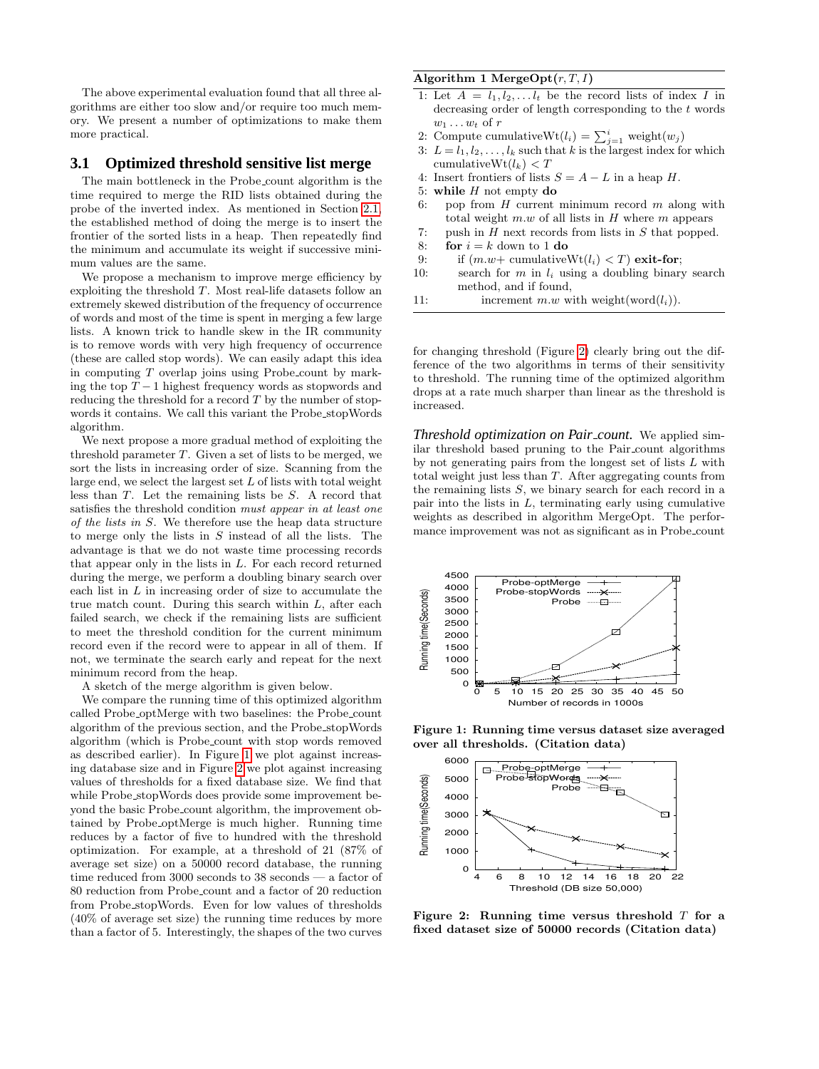The above experimental evaluation found that all three algorithms are either too slow and/or require too much memory. We present a number of optimizations to make them more practical.

## 3.1 Optimized threshold sensitive list merge

The main bottleneck in the Probe_count algorithm is the time required to merge the RID lists obtained during the probe of the inverted index. As mentioned in Section 2.1, the established method of doing the merge is to insert the frontier of the sorted lists in a heap. Then repeatedly find the minimum and accumulate its weight if successive minimum values are the same.

We propose a mechanism to improve merge efficiency by exploiting the threshold $T$. Most real-life datasets follow an extremely skewed distribution of the frequency of occurrence of words and most of the time is spent in merging a few large lists. A known trick to handle skew in the IR community is to remove words with very high frequency of occurrence (these are called stop words). We can easily adapt this idea in computing $T$ overlap joins using Probe_count by marking the top $T-1$ highest frequency words as stopwords and reducing the threshold for a record $T$ by the number of stopwords it contains. We call this variant the Probe_stopWords algorithm.

We next propose a more gradual method of exploiting the threshold parameter $T$. Given a set of lists to be merged, we sort the lists in increasing order of size. Scanning from the large end, we select the largest set $L$ of lists with total weight less than $T$. Let the remaining lists be $S$. A record that satisfies the threshold condition *must appear in at least one of the lists in $S$*. We therefore use the heap data structure to merge only the lists in $S$ instead of all the lists. The advantage is that we do not waste time processing records that appear only in the lists in $L$. For each record returned during the merge, we perform a doubling binary search over each list in $L$ in increasing order of size to accumulate the true match count. During this search within $L$, after each failed search, we check if the remaining lists are sufficient to meet the threshold condition for the current minimum record even if the record were to appear in all of them. If not, we terminate the search early and repeat for the next minimum record from the heap.

A sketch of the merge algorithm is given below.

We compare the running time of this optimized algorithm called Probe_optMerge with two baselines: the Probe_count algorithm of the previous section, and the Probe_stopWords algorithm (which is Probe_count with stop words removed as described earlier). In Figure 1 we plot against increasing database size and in Figure 2 we plot against increasing values of thresholds for a fixed database size. We find that while Probe_stopWords does provide some improvement beyond the basic Probe_count algorithm, the improvement obtained by Probe_optMerge is much higher. Running time reduces by a factor of five to hundred with the threshold optimization. For example, at a threshold of 21 (87% of average set size) on a 50000 record database, the running time reduced from 3000 seconds to 38 seconds — a factor of 80 reduction from Probe_count and a factor of 20 reduction from Probe_stopWords. Even for low values of thresholds (40% of average set size) the running time reduces by more than a factor of 5. Interestingly, the shapes of the two curves for changing threshold (Figure 2) clearly bring out the difference of the two algorithms in terms of their sensitivity to threshold. The running time of the optimized algorithm drops at a rate much sharper than linear as the threshold is increased.

**Algorithm 1 MergeOpt($r, T, I$)**

1: Let $A = l_1, l_2, \ldots l_t$ be the record lists of index $I$ in decreasing order of length corresponding to the $t$ words $w_1 \ldots w_t$ of $r$
2: Compute cumulativeWt$(l_i) = \sum_{j=1}^{i}$ weight$(w_j)$
3: $L = l_1, l_2, \ldots, l_k$ such that $k$ is the largest index for which cumulativeWt$(l_k) < T$
4: Insert frontiers of lists $S = A - L$ in a heap $H$.
5: **while** $H$ not empty **do**
6: pop from $H$ current minimum record $m$ along with total weight $m.w$ of all lists in $H$ where $m$ appears
7: push in $H$ next records from lists in $S$ that popped.
8: **for** $i = k$ down to 1 **do**
9: if ($m.w+$ cumulativeWt$(l_i) < T$) **exit-for**;
10: search for $m$ in $l_i$ using a doubling binary search method, and if found,
11: increment $m.w$ with weight(word$(l_i)$).

***Threshold optimization on Pair_count.*** We applied similar threshold based pruning to the Pair_count algorithms by not generating pairs from the longest set of lists $L$ with total weight just less than $T$. After aggregating counts from the remaining lists $S$, we binary search for each record in a pair into the lists in $L$, terminating early using cumulative weights as described in algorithm MergeOpt. The performance improvement was not as significant as in Probe_count

Running time(Seconds)
Number of records in 1000s
Probe-optMerge
Probe-stopWords
Probe
0 500 1000 1500 2000 2500 3000 3500 4000 4500
0 5 10 15 20 25 30 35 40 45 50

**Figure 1: Running time versus dataset size averaged over all thresholds. (Citation data)**

Running time(Seconds)
Threshold (DB size 50,000)
Probe-optMerge
Probe-stopWords
Probe
0 1000 2000 3000 4000 5000 6000
4 6 8 10 12 14 16 18 20 22

**Figure 2: Running time versus threshold $T$ for a fixed dataset size of 50000 records (Citation data)**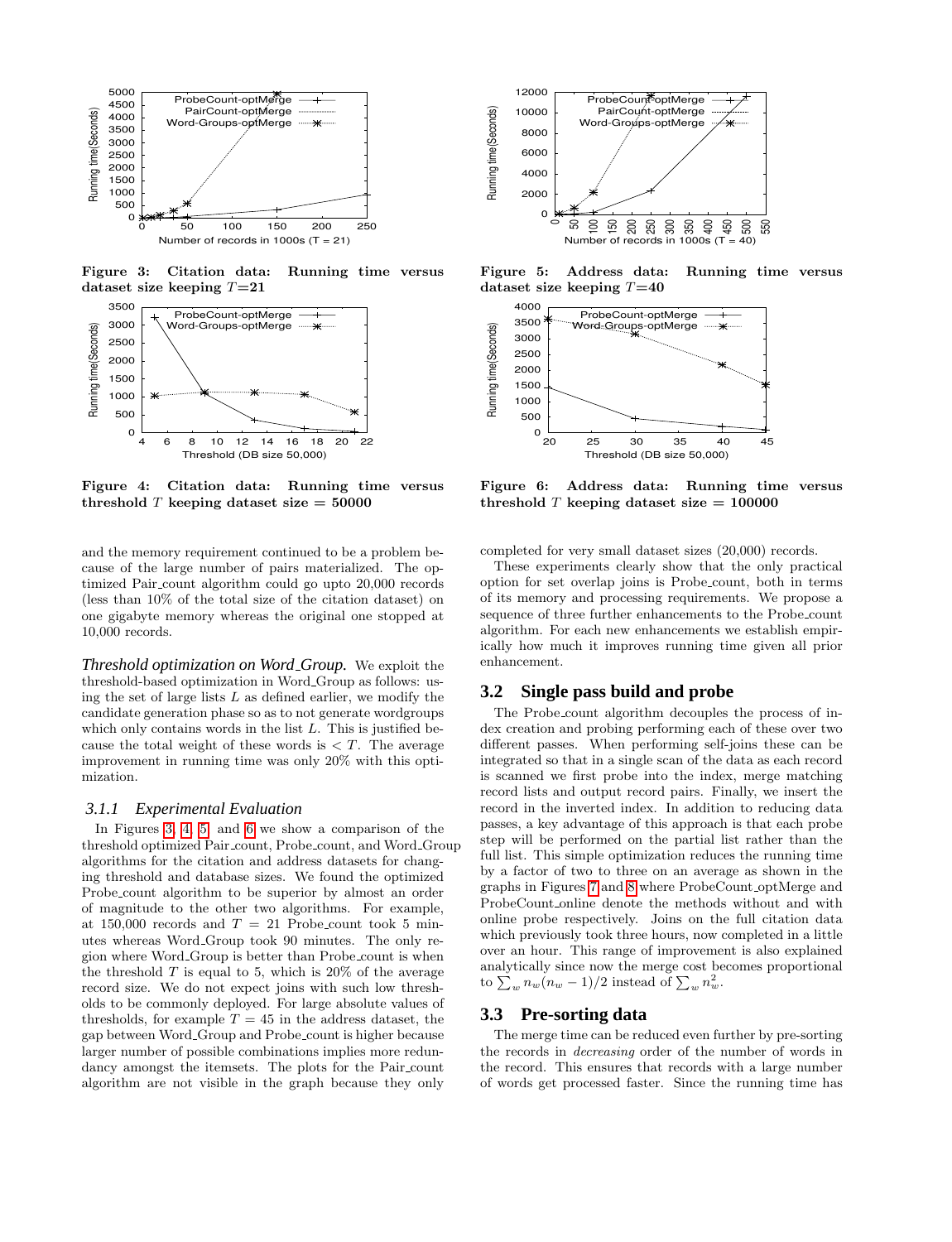Figure 3: Citation data: Running time versus dataset size keeping $T$=21

Figure 4: Citation data: Running time versus threshold $T$ keeping dataset size = 50000

and the memory requirement continued to be a problem because of the large number of pairs materialized. The optimized Pair_count algorithm could go upto 20,000 records (less than 10% of the total size of the citation dataset) on one gigabyte memory whereas the original one stopped at 10,000 records.

***Threshold optimization on Word_Group.*** We exploit the threshold-based optimization in Word_Group as follows: using the set of large lists $L$ as defined earlier, we modify the candidate generation phase so as to not generate wordgroups which only contains words in the list $L$. This is justified because the total weight of these words is $< T$. The average improvement in running time was only 20% with this optimization.

### 3.1.1 Experimental Evaluation

In Figures 3, 4, 5, and 6 we show a comparison of the threshold optimized Pair_count, Probe_count, and Word_Group algorithms for the citation and address datasets for changing threshold and database sizes. We found the optimized Probe_count algorithm to be superior by almost an order of magnitude to the other two algorithms. For example, at 150,000 records and $T$ = 21 Probe_count took 5 minutes whereas Word_Group took 90 minutes. The only region where Word_Group is better than Probe_count is when the threshold $T$ is equal to 5, which is 20% of the average record size. We do not expect joins with such low thresholds to be commonly deployed. For large absolute values of thresholds, for example $T$ = 45 in the address dataset, the gap between Word_Group and Probe_count is higher because larger number of possible combinations implies more redundancy amongst the itemsets. The plots for the Pair_count algorithm are not visible in the graph because they only completed for very small dataset sizes (20,000) records.

Figure 5: Address data: Running time versus dataset size keeping $T$=40

Figure 6: Address data: Running time versus threshold $T$ keeping dataset size = 100000

These experiments clearly show that the only practical option for set overlap joins is Probe_count, both in terms of its memory and processing requirements. We propose a sequence of three further enhancements to the Probe_count algorithm. For each new enhancements we establish empirically how much it improves running time given all prior enhancement.

## 3.2 Single pass build and probe

The Probe_count algorithm decouples the process of index creation and probing performing each of these over two different passes. When performing self-joins these can be integrated so that in a single scan of the data as each record is scanned we first probe into the index, merge matching record lists and output record pairs. Finally, we insert the record in the inverted index. In addition to reducing data passes, a key advantage of this approach is that each probe step will be performed on the partial list rather than the full list. This simple optimization reduces the running time by a factor of two to three on an average as shown in the graphs in Figures 7 and 8 where ProbeCount_optMerge and ProbeCount_online denote the methods without and with online probe respectively. Joins on the full citation data which previously took three hours, now completed in a little over an hour. This range of improvement is also explained analytically since now the merge cost becomes proportional to $\sum_w n_w(n_w - 1)/2$ instead of $\sum_w n_w^2$.

## 3.3 Pre-sorting data

The merge time can be reduced even further by pre-sorting the records in *decreasing* order of the number of words in the record. This ensures that records with a large number of words get processed faster. Since the running time has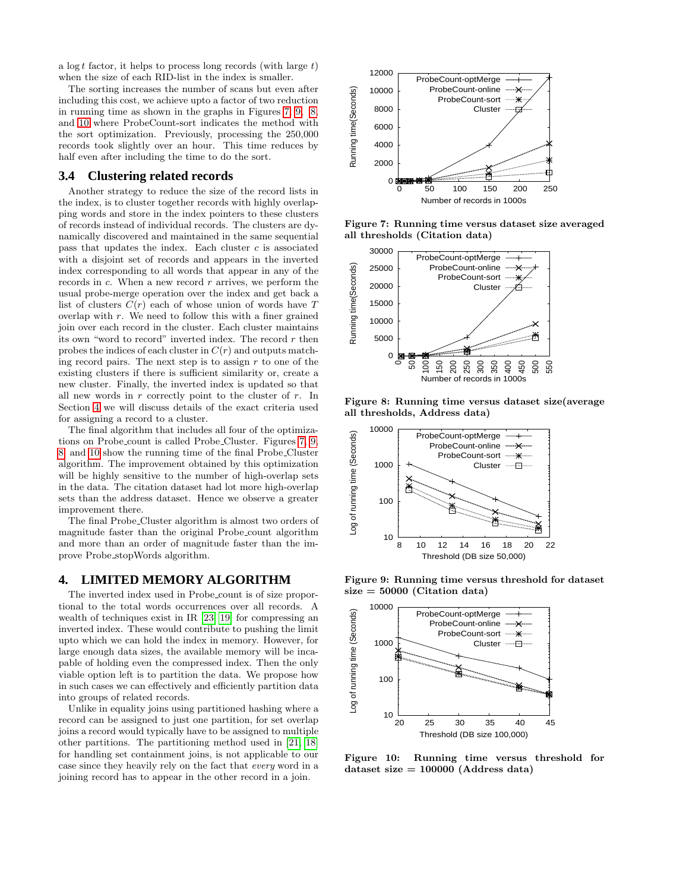a $\log t$ factor, it helps to process long records (with large $t$) when the size of each RID-list in the index is smaller.

The sorting increases the number of scans but even after including this cost, we achieve upto a factor of two reduction in running time as shown in the graphs in Figures 7, 9, 8, and 10 where ProbeCount-sort indicates the method with the sort optimization. Previously, processing the 250,000 records took slightly over an hour. This time reduces by half even after including the time to do the sort.

### 3.4 Clustering related records

Another strategy to reduce the size of the record lists in the index, is to cluster together records with highly overlapping words and store in the index pointers to these clusters of records instead of individual records. The clusters are dynamically discovered and maintained in the same sequential pass that updates the index. Each cluster $c$ is associated with a disjoint set of records and appears in the inverted index corresponding to all words that appear in any of the records in $c$. When a new record $r$ arrives, we perform the usual probe-merge operation over the index and get back a list of clusters $C(r)$ each of whose union of words have $T$ overlap with $r$. We need to follow this with a finer grained join over each record in the cluster. Each cluster maintains its own "word to record" inverted index. The record $r$ then probes the indices of each cluster in $C(r)$ and outputs matching record pairs. The next step is to assign $r$ to one of the existing clusters if there is sufficient similarity or, create a new cluster. Finally, the inverted index is updated so that all new words in $r$ correctly point to the cluster of $r$. In Section 4 we will discuss details of the exact criteria used for assigning a record to a cluster.

The final algorithm that includes all four of the optimizations on Probe_count is called Probe_Cluster. Figures 7, 9, 8, and 10 show the running time of the final Probe_Cluster algorithm. The improvement obtained by this optimization will be highly sensitive to the number of high-overlap sets in the data. The citation dataset had lot more high-overlap sets than the address dataset. Hence we observe a greater improvement there.

The final Probe_Cluster algorithm is almost two orders of magnitude faster than the original Probe_count algorithm and more than an order of magnitude faster than the improve Probe_stopWords algorithm.

## 4. LIMITED MEMORY ALGORITHM

The inverted index used in Probe_count is of size proportional to the total words occurrences over all records. A wealth of techniques exist in IR [23, 19] for compressing an inverted index. These would contribute to pushing the limit upto which we can hold the index in memory. However, for large enough data sizes, the available memory will be incapable of holding even the compressed index. Then the only viable option left is to partition the data. We propose how in such cases we can effectively and efficiently partition data into groups of related records.

Unlike in equality joins using partitioned hashing where a record can be assigned to just one partition, for set overlap joins a record would typically have to be assigned to multiple other partitions. The partitioning method used in [21, 18] for handling set containment joins, is not applicable to our case since they heavily rely on the fact that *every* word in a joining record has to appear in the other record in a join.

**Figure 7: Running time versus dataset size averaged all thresholds (Citation data)**

**Figure 8: Running time versus dataset size(average all thresholds, Address data)**

**Figure 9: Running time versus threshold for dataset size = 50000 (Citation data)**

**Figure 10: Running time versus threshold for dataset size = 100000 (Address data)**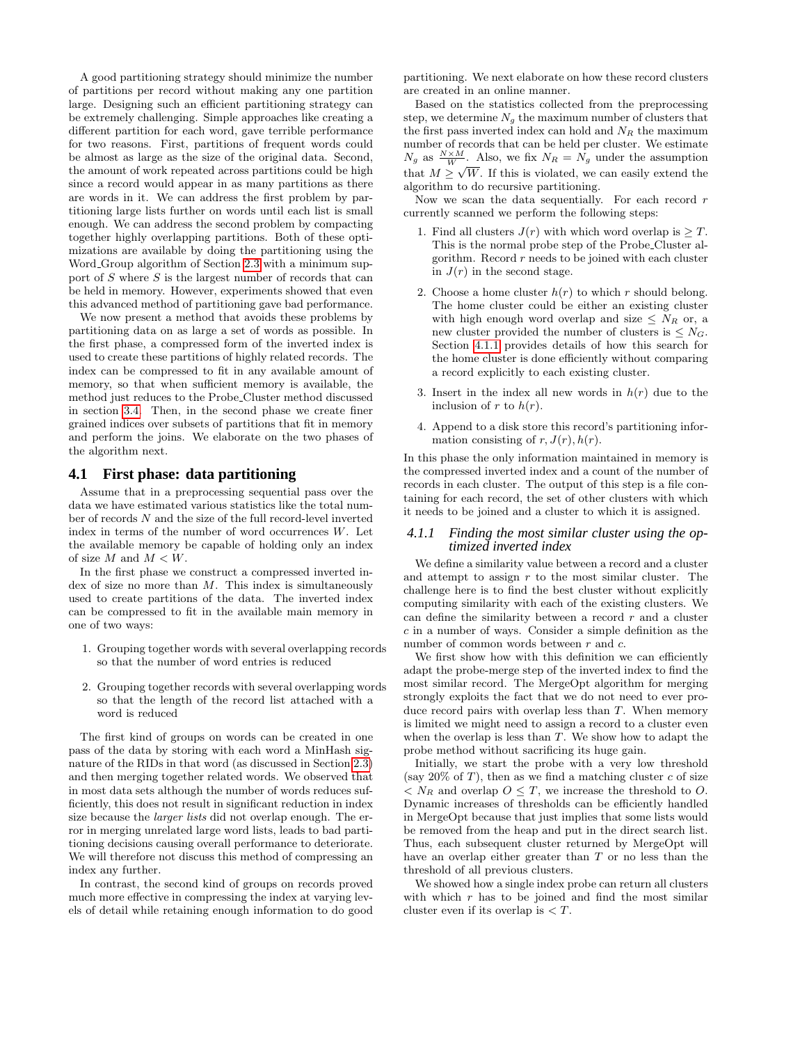A good partitioning strategy should minimize the number of partitions per record without making any one partition large. Designing such an efficient partitioning strategy can be extremely challenging. Simple approaches like creating a different partition for each word, gave terrible performance for two reasons. First, partitions of frequent words could be almost as large as the size of the original data. Second, the amount of work repeated across partitions could be high since a record would appear in as many partitions as there are words in it. We can address the first problem by partitioning large lists further on words until each list is small enough. We can address the second problem by compacting together highly overlapping partitions. Both of these optimizations are available by doing the partitioning using the Word_Group algorithm of Section 2.3 with a minimum support of $S$ where $S$ is the largest number of records that can be held in memory. However, experiments showed that even this advanced method of partitioning gave bad performance.

We now present a method that avoids these problems by partitioning data on as large a set of words as possible. In the first phase, a compressed form of the inverted index is used to create these partitions of highly related records. The index can be compressed to fit in any available amount of memory, so that when sufficient memory is available, the method just reduces to the Probe_Cluster method discussed in section 3.4. Then, in the second phase we create finer grained indices over subsets of partitions that fit in memory and perform the joins. We elaborate on the two phases of the algorithm next.

## 4.1 First phase: data partitioning

Assume that in a preprocessing sequential pass over the data we have estimated various statistics like the total number of records $N$ and the size of the full record-level inverted index in terms of the number of word occurrences $W$. Let the available memory be capable of holding only an index of size $M$ and $M < W$.

In the first phase we construct a compressed inverted index of size no more than $M$. This index is simultaneously used to create partitions of the data. The inverted index can be compressed to fit in the available main memory in one of two ways:

1. Grouping together words with several overlapping records so that the number of word entries is reduced

2. Grouping together records with several overlapping words so that the length of the record list attached with a word is reduced

The first kind of groups on words can be created in one pass of the data by storing with each word a MinHash signature of the RIDs in that word (as discussed in Section 2.3) and then merging together related words. We observed that in most data sets although the number of words reduces sufficiently, this does not result in significant reduction in index size because the *larger lists* did not overlap enough. The error in merging unrelated large word lists, leads to bad partitioning decisions causing overall performance to deteriorate. We will therefore not discuss this method of compressing an index any further.

In contrast, the second kind of groups on records proved much more effective in compressing the index at varying levels of detail while retaining enough information to do good partitioning. We next elaborate on how these record clusters are created in an online manner.

Based on the statistics collected from the preprocessing step, we determine $N_g$ the maximum number of clusters that the first pass inverted index can hold and $N_R$ the maximum number of records that can be held per cluster. We estimate $N_g$ as $\frac{N \times M}{W}$. Also, we fix $N_R = N_g$ under the assumption that $M \geq \sqrt{W}$. If this is violated, we can easily extend the algorithm to do recursive partitioning.

Now we scan the data sequentially. For each record $r$ currently scanned we perform the following steps:

1. Find all clusters $J(r)$ with which word overlap is $\geq T$. This is the normal probe step of the Probe_Cluster algorithm. Record $r$ needs to be joined with each cluster in $J(r)$ in the second stage.

2. Choose a home cluster $h(r)$ to which $r$ should belong. The home cluster could be either an existing cluster with high enough word overlap and size $\leq N_R$ or, a new cluster provided the number of clusters is $\leq N_G$. Section 4.1.1 provides details of how this search for the home cluster is done efficiently without comparing a record explicitly to each existing cluster.

3. Insert in the index all new words in $h(r)$ due to the inclusion of $r$ to $h(r)$.

4. Append to a disk store this record's partitioning information consisting of $r, J(r), h(r)$.

In this phase the only information maintained in memory is the compressed inverted index and a count of the number of records in each cluster. The output of this step is a file containing for each record, the set of other clusters with which it needs to be joined and a cluster to which it is assigned.

### 4.1.1 Finding the most similar cluster using the optimized inverted index

We define a similarity value between a record and a cluster and attempt to assign $r$ to the most similar cluster. The challenge here is to find the best cluster without explicitly computing similarity with each of the existing clusters. We can define the similarity between a record $r$ and a cluster $c$ in a number of ways. Consider a simple definition as the number of common words between $r$ and $c$.

We first show how with this definition we can efficiently adapt the probe-merge step of the inverted index to find the most similar record. The MergeOpt algorithm for merging strongly exploits the fact that we do not need to ever produce record pairs with overlap less than $T$. When memory is limited we might need to assign a record to a cluster even when the overlap is less than $T$. We show how to adapt the probe method without sacrificing its huge gain.

Initially, we start the probe with a very low threshold (say 20% of $T$), then as we find a matching cluster $c$ of size $< N_R$ and overlap $O \leq T$, we increase the threshold to $O$. Dynamic increases of thresholds can be efficiently handled in MergeOpt because that just implies that some lists would be removed from the heap and put in the direct search list. Thus, each subsequent cluster returned by MergeOpt will have an overlap either greater than $T$ or no less than the threshold of all previous clusters.

We showed how a single index probe can return all clusters with which $r$ has to be joined and find the most similar cluster even if its overlap is $< T$.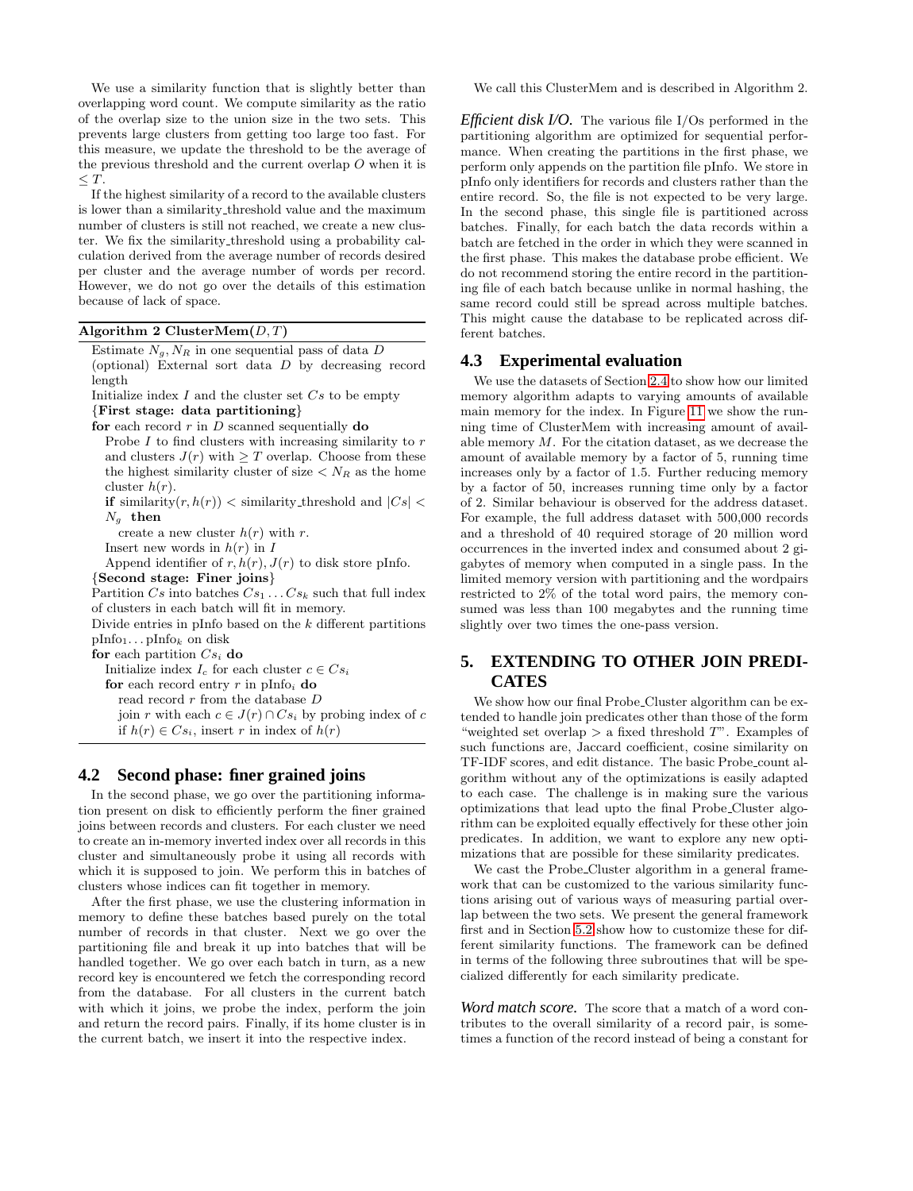We use a similarity function that is slightly better than overlapping word count. We compute similarity as the ratio of the overlap size to the union size in the two sets. This prevents large clusters from getting too large too fast. For this measure, we update the threshold to be the average of the previous threshold and the current overlap $O$ when it is $\leq T$.

If the highest similarity of a record to the available clusters is lower than a similarity_threshold value and the maximum number of clusters is still not reached, we create a new cluster. We fix the similarity_threshold using a probability calculation derived from the average number of records desired per cluster and the average number of words per record. However, we do not go over the details of this estimation because of lack of space.

**Algorithm 2 ClusterMem$(D, T)$**

```
Estimate N_g, N_R in one sequential pass of data D
(optional) External sort data D by decreasing record length
Initialize index I and the cluster set Cs to be empty
{First stage: data partitioning}
for each record r in D scanned sequentially do
  Probe I to find clusters with increasing similarity to r
  and clusters J(r) with >= T overlap. Choose from these
  the highest similarity cluster of size < N_R as the home
  cluster h(r).
  if similarity(r, h(r)) < similarity_threshold and |Cs| < N_g then
    create a new cluster h(r) with r.
  Insert new words in h(r) in I
  Append identifier of r, h(r), J(r) to disk store pInfo.
{Second stage: Finer joins}
Partition Cs into batches Cs_1 ... Cs_k such that full index
of clusters in each batch will fit in memory.
Divide entries in pInfo based on the k different partitions
pInfo_1 ... pInfo_k on disk
for each partition Cs_i do
  Initialize index I_c for each cluster c ∈ Cs_i
  for each record entry r in pInfo_i do
    read record r from the database D
    join r with each c ∈ J(r) ∩ Cs_i by probing index of c
    if h(r) ∈ Cs_i, insert r in index of h(r)
```

## 4.2 Second phase: finer grained joins

In the second phase, we go over the partitioning information present on disk to efficiently perform the finer grained joins between records and clusters. For each cluster we need to create an in-memory inverted index over all records in this cluster and simultaneously probe it using all records with which it is supposed to join. We perform this in batches of clusters whose indices can fit together in memory.

After the first phase, we use the clustering information in memory to define these batches based purely on the total number of records in that cluster. Next we go over the partitioning file and break it up into batches that will be handled together. We go over each batch in turn, as a new record key is encountered we fetch the corresponding record from the database. For all clusters in the current batch with which it joins, we probe the index, perform the join and return the record pairs. Finally, if its home cluster is in the current batch, we insert it into the respective index.

We call this ClusterMem and is described in Algorithm 2.

***Efficient disk I/O.*** The various file I/Os performed in the partitioning algorithm are optimized for sequential performance. When creating the partitions in the first phase, we perform only appends on the partition file pInfo. We store in pInfo only identifiers for records and clusters rather than the entire record. So, the file is not expected to be very large. In the second phase, this single file is partitioned across batches. Finally, for each batch the data records within a batch are fetched in the order in which they were scanned in the first phase. This makes the database probe efficient. We do not recommend storing the entire record in the partitioning file of each batch because unlike in normal hashing, the same record could still be spread across multiple batches. This might cause the database to be replicated across different batches.

## 4.3 Experimental evaluation

We use the datasets of Section 2.4 to show how our limited memory algorithm adapts to varying amounts of available main memory for the index. In Figure 11 we show the running time of ClusterMem with increasing amount of available memory $M$. For the citation dataset, as we decrease the amount of available memory by a factor of 5, running time increases only by a factor of 1.5. Further reducing memory by a factor of 50, increases running time only by a factor of 2. Similar behaviour is observed for the address dataset. For example, the full address dataset with 500,000 records and a threshold of 40 required storage of 20 million word occurrences in the inverted index and consumed about 2 gigabytes of memory when computed in a single pass. In the limited memory version with partitioning and the wordpairs restricted to 2% of the total word pairs, the memory consumed was less than 100 megabytes and the running time slightly over two times the one-pass version.

# 5. EXTENDING TO OTHER JOIN PREDICATES

We show how our final Probe_Cluster algorithm can be extended to handle join predicates other than those of the form "weighted set overlap > a fixed threshold $T$". Examples of such functions are, Jaccard coefficient, cosine similarity on TF-IDF scores, and edit distance. The basic Probe_count algorithm without any of the optimizations is easily adapted to each case. The challenge is in making sure the various optimizations that lead upto the final Probe_Cluster algorithm can be exploited equally effectively for these other join predicates. In addition, we want to explore any new optimizations that are possible for these similarity predicates.

We cast the Probe_Cluster algorithm in a general framework that can be customized to the various similarity functions arising out of various ways of measuring partial overlap between the two sets. We present the general framework first and in Section 5.2 show how to customize these for different similarity functions. The framework can be defined in terms of the following three subroutines that will be specialized differently for each similarity predicate.

***Word match score.*** The score that a match of a word contributes to the overall similarity of a record pair, is sometimes a function of the record instead of being a constant for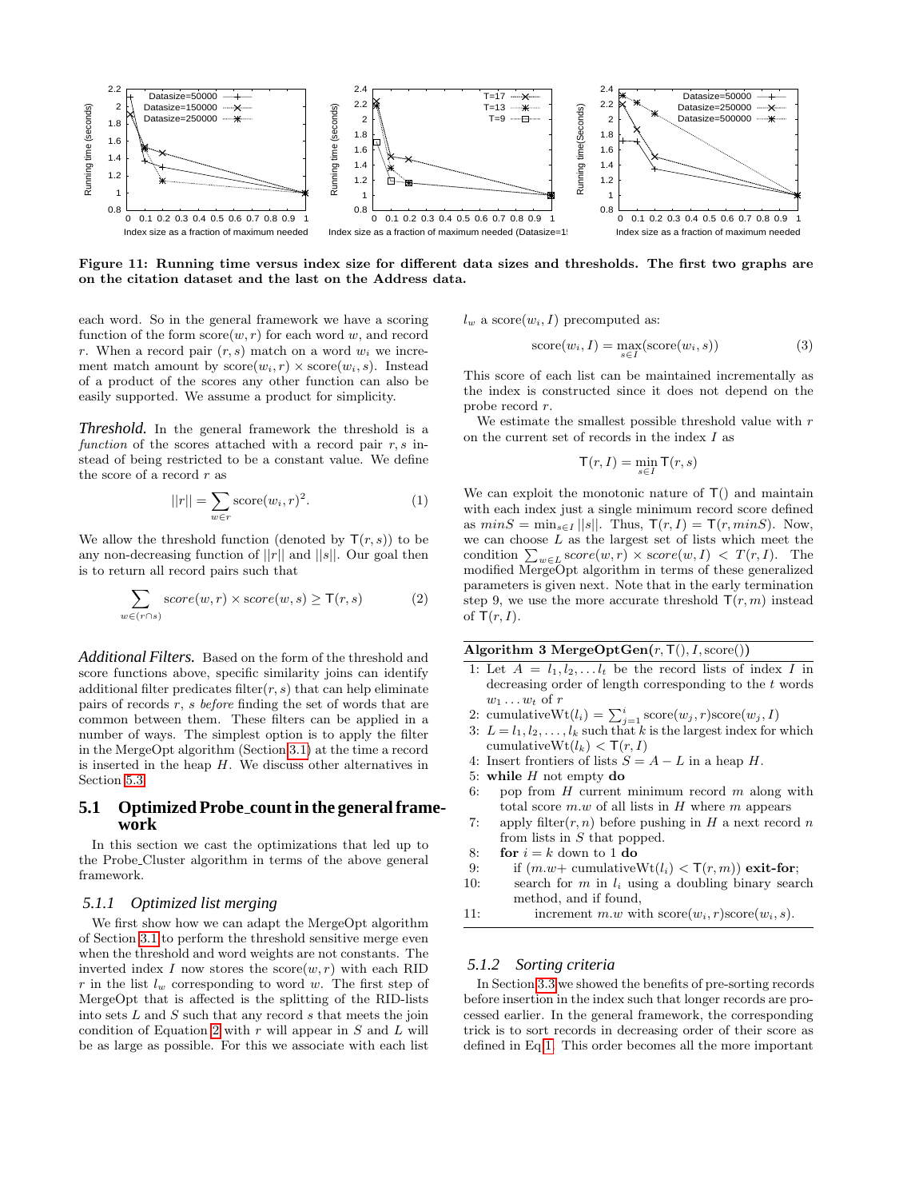Figure 11: Running time versus index size for different data sizes and thresholds. The first two graphs are on the citation dataset and the last on the Address data.

each word. So in the general framework we have a scoring function of the form $\text{score}(w, r)$ for each word $w$, and record $r$. When a record pair $(r, s)$ match on a word $w_i$ we increment match amount by $\text{score}(w_i, r) \times \text{score}(w_i, s)$. Instead of a product of the scores any other function can also be easily supported. We assume a product for simplicity.

*Threshold.* In the general framework the threshold is a *function* of the scores attached with a record pair $r, s$ instead of being restricted to be a constant value. We define the score of a record $r$ as

$$||r|| = \sum_{w \in r} \text{score}(w_i, r)^2. \quad (1)$$

We allow the threshold function (denoted by $\mathsf{T}(r, s)$) to be any non-decreasing function of $||r||$ and $||s||$. Our goal then is to return all record pairs such that

$$\sum_{w \in (r \cap s)} score(w, r) \times score(w, s) \geq \mathsf{T}(r, s) \quad (2)$$

*Additional Filters.* Based on the form of the threshold and score functions above, specific similarity joins can identify additional filter predicates $\text{filter}(r, s)$ that can help eliminate pairs of records $r$, $s$ *before* finding the set of words that are common between them. These filters can be applied in a number of ways. The simplest option is to apply the filter in the MergeOpt algorithm (Section 3.1) at the time a record is inserted in the heap $H$. We discuss other alternatives in Section 5.3.

## 5.1 Optimized Probe_count in the general framework

In this section we cast the optimizations that led up to the Probe_Cluster algorithm in terms of the above general framework.

### 5.1.1 Optimized list merging

We first show how we can adapt the MergeOpt algorithm of Section 3.1 to perform the threshold sensitive merge even when the threshold and word weights are not constants. The inverted index $I$ now stores the $\text{score}(w, r)$ with each RID $r$ in the list $l_w$ corresponding to word $w$. The first step of MergeOpt that is affected is the splitting of the RID-lists into sets $L$ and $S$ such that any record $s$ that meets the join condition of Equation 2 with $r$ will appear in $S$ and $L$ will be as large as possible. For this we associate with each list $l_w$ a $\text{score}(w_i, I)$ precomputed as:

$$\text{score}(w_i, I) = \max_{s \in I}(\text{score}(w_i, s)) \quad (3)$$

This score of each list can be maintained incrementally as the index is constructed since it does not depend on the probe record $r$.

We estimate the smallest possible threshold value with $r$ on the current set of records in the index $I$ as

$$\mathsf{T}(r, I) = \min_{s \in I} \mathsf{T}(r, s)$$

We can exploit the monotonic nature of $\mathsf{T}()$ and maintain with each index just a single minimum record score defined as $minS = \min_{s \in I} ||s||$. Thus, $\mathsf{T}(r, I) = \mathsf{T}(r, minS)$. Now, we can choose $L$ as the largest set of lists which meet the condition $\sum_{w \in L} score(w, r) \times score(w, I) < T(r, I)$. The modified MergeOpt algorithm in terms of these generalized parameters is given next. Note that in the early termination step 9, we use the more accurate threshold $\mathsf{T}(r, m)$ instead of $\mathsf{T}(r, I)$.

**Algorithm 3 MergeOptGen**($r, \mathsf{T}(), I, \text{score}()$)

1: Let $A = l_1, l_2, \ldots l_t$ be the record lists of index $I$ in decreasing order of length corresponding to the $t$ words $w_1 \ldots w_t$ of $r$
2: $\text{cumulativeWt}(l_i) = \sum_{j=1}^{i} \text{score}(w_j, r)\text{score}(w_j, I)$
3: $L = l_1, l_2, \ldots, l_k$ such that $k$ is the largest index for which $\text{cumulativeWt}(l_k) < \mathsf{T}(r, I)$
4: Insert frontiers of lists $S = A - L$ in a heap $H$.
5: **while** $H$ not empty **do**
6: pop from $H$ current minimum record $m$ along with total score $m.w$ of all lists in $H$ where $m$ appears
7: apply $\text{filter}(r, n)$ before pushing in $H$ a next record $n$ from lists in $S$ that popped.
8: **for** $i = k$ down to 1 **do**
9: if $(m.w + \text{cumulativeWt}(l_i) < \mathsf{T}(r, m))$ **exit-for**;
10: search for $m$ in $l_i$ using a doubling binary search method, and if found,
11: increment $m.w$ with $\text{score}(w_i, r)\text{score}(w_i, s)$.

### 5.1.2 Sorting criteria

In Section 3.3 we showed the benefits of pre-sorting records before insertion in the index such that longer records are processed earlier. In the general framework, the corresponding trick is to sort records in decreasing order of their score as defined in Eq 1. This order becomes all the more important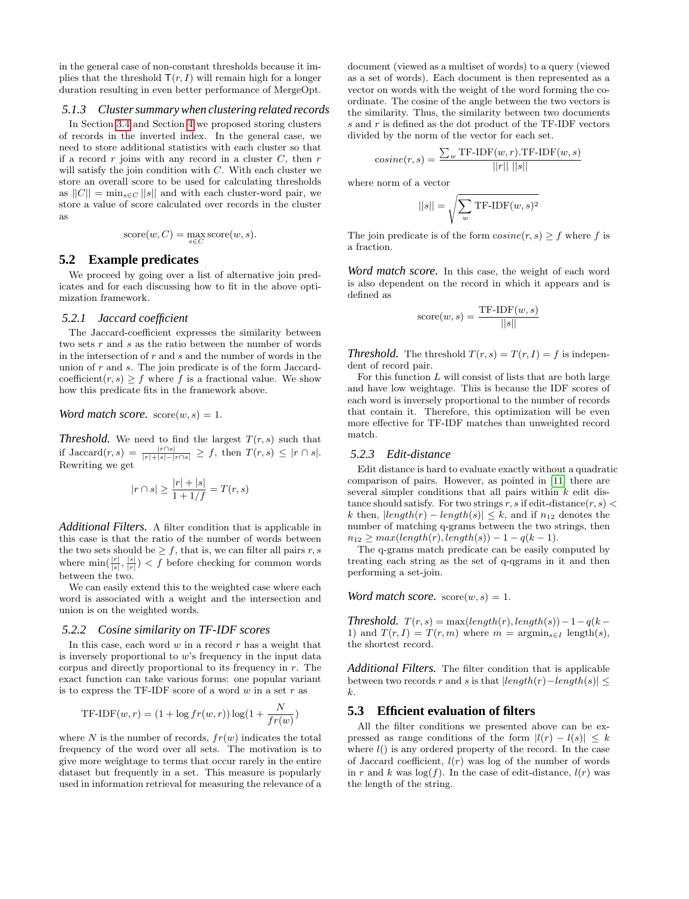in the general case of non-constant thresholds because it implies that the threshold $T(r, I)$ will remain high for a longer duration resulting in even better performance of MergeOpt.

#### 5.1.3 Cluster summary when clustering related records

In Section 3.4 and Section 4 we proposed storing clusters of records in the inverted index. In the general case, we need to store additional statistics with each cluster so that if a record $r$ joins with any record in a cluster $C$, then $r$ will satisfy the join condition with $C$. With each cluster we store an overall score to be used for calculating thresholds as $||C|| = \min_{s \in C} ||s||$ and with each cluster-word pair, we store a value of score calculated over records in the cluster as

$$\text{score}(w, C) = \max_{s \in C} \text{score}(w, s).$$

## 5.2 Example predicates

We proceed by going over a list of alternative join predicates and for each discussing how to fit in the above optimization framework.

#### 5.2.1 Jaccard coefficient

The Jaccard-coefficient expresses the similarity between two sets $r$ and $s$ as the ratio between the number of words in the intersection of $r$ and $s$ and the number of words in the union of $r$ and $s$. The join predicate is of the form Jaccard-coefficient$(r, s) \geq f$ where $f$ is a fractional value. We show how this predicate fits in the framework above.

*Word match score.* $\text{score}(w, s) = 1$.

*Threshold.* We need to find the largest $T(r, s)$ such that if $\text{Jaccard}(r, s) = \frac{|r \cap s|}{|r|+|s|-|r \cap s|} \geq f$, then $T(r, s) \leq |r \cap s|$. Rewriting we get

$$|r \cap s| \geq \frac{|r| + |s|}{1 + 1/f} = T(r, s)$$

*Additional Filters.* A filter condition that is applicable in this case is that the ratio of the number of words between the two sets should be $\geq f$, that is, we can filter all pairs $r, s$ where $\min(\frac{|r|}{|s|}, \frac{|s|}{|r|}) < f$ before checking for common words between the two.

We can easily extend this to the weighted case where each word is associated with a weight and the intersection and union is on the weighted words.

#### 5.2.2 Cosine similarity on TF-IDF scores

In this case, each word $w$ in a record $r$ has a weight that is inversely proportional to $w$'s frequency in the input data corpus and directly proportional to its frequency in $r$. The exact function can take various forms: one popular variant is to express the TF-IDF score of a word $w$ in a set $r$ as

$$\text{TF-IDF}(w, r) = (1 + \log fr(w, r)) \log(1 + \frac{N}{fr(w)})$$

where $N$ is the number of records, $fr(w)$ indicates the total frequency of the word over all sets. The motivation is to give more weightage to terms that occur rarely in the entire dataset but frequently in a set. This measure is popularly used in information retrieval for measuring the relevance of a document (viewed as a multiset of words) to a query (viewed as a set of words). Each document is then represented as a vector on words with the weight of the word forming the coordinate. The cosine of the angle between the two vectors is the similarity. Thus, the similarity between two documents $s$ and $r$ is defined as the dot product of the TF-IDF vectors divided by the norm of the vector for each set.

$$cosine(r, s) = \frac{\sum_w \text{TF-IDF}(w, r).\text{TF-IDF}(w, s)}{||r|| \ ||s||}$$

where norm of a vector

$$||s|| = \sqrt{\sum_w \text{TF-IDF}(w, s)^2}$$

The join predicate is of the form $cosine(r, s) \geq f$ where $f$ is a fraction.

*Word match score.* In this case, the weight of each word is also dependent on the record in which it appears and is defined as

$$\text{score}(w, s) = \frac{\text{TF-IDF}(w, s)}{||s||}$$

*Threshold.* The threshold $T(r, s) = T(r, I) = f$ is independent of record pair.

For this function $L$ will consist of lists that are both large and have low weightage. This is because the IDF scores of each word is inversely proportional to the number of records that contain it. Therefore, this optimization will be even more effective for TF-IDF matches than unweighted record match.

#### 5.2.3 Edit-distance

Edit distance is hard to evaluate exactly without a quadratic comparison of pairs. However, as pointed in [11] there are several simpler conditions that all pairs within $k$ edit distance should satisfy. For two strings $r, s$ if edit-distance$(r, s) < k$ then, $|length(r) - length(s)| \leq k$, and if $n_{12}$ denotes the number of matching q-grams between the two strings, then $n_{12} \geq max(length(r), length(s)) - 1 - q(k - 1)$.

The q-grams match predicate can be easily computed by treating each string as the set of q-qgrams in it and then performing a set-join.

*Word match score.* $\text{score}(w, s) = 1$.

*Threshold.* $T(r, s) = \max(length(r), length(s)) - 1 - q(k - 1)$ and $T(r, I) = T(r, m)$ where $m = \text{argmin}_{s \in I} \text{ length}(s)$, the shortest record.

*Additional Filters.* The filter condition that is applicable between two records $r$ and $s$ is that $|length(r) - length(s)| \leq k$.

## 5.3 Efficient evaluation of filters

All the filter conditions we presented above can be expressed as range conditions of the form $|l(r) - l(s)| \leq k$ where $l()$ is any ordered property of the record. In the case of Jaccard coefficient, $l(r)$ was log of the number of words in $r$ and $k$ was $\log(f)$. In the case of edit-distance, $l(r)$ was the length of the string.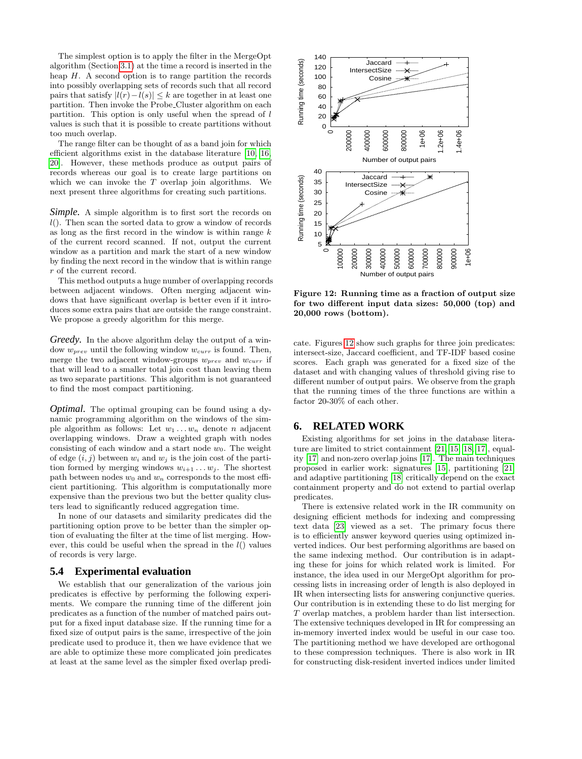The simplest option is to apply the filter in the MergeOpt algorithm (Section 3.1) at the time a record is inserted in the heap $H$. A second option is to range partition the records into possibly overlapping sets of records such that all record pairs that satisfy $|l(r)-l(s)| \leq k$ are together in at least one partition. Then invoke the Probe_Cluster algorithm on each partition. This option is only useful when the spread of $l$ values is such that it is possible to create partitions without too much overlap.

The range filter can be thought of as a band join for which efficient algorithms exist in the database literature [10, 16, 20]. However, these methods produce as output pairs of records whereas our goal is to create large partitions on which we can invoke the $T$ overlap join algorithms. We next present three algorithms for creating such partitions.

***Simple.*** A simple algorithm is to first sort the records on $l()$. Then scan the sorted data to grow a window of records as long as the first record in the window is within range $k$ of the current record scanned. If not, output the current window as a partition and mark the start of a new window by finding the next record in the window that is within range $r$ of the current record.

This method outputs a huge number of overlapping records between adjacent windows. Often merging adjacent windows that have significant overlap is better even if it introduces some extra pairs that are outside the range constraint. We propose a greedy algorithm for this merge.

***Greedy.*** In the above algorithm delay the output of a window $w_{prev}$ until the following window $w_{curr}$ is found. Then, merge the two adjacent window-groups $w_{prev}$ and $w_{curr}$ if that will lead to a smaller total join cost than leaving them as two separate partitions. This algorithm is not guaranteed to find the most compact partitioning.

***Optimal.*** The optimal grouping can be found using a dynamic programming algorithm on the windows of the simple algorithm as follows: Let $w_1 \ldots w_n$ denote $n$ adjacent overlapping windows. Draw a weighted graph with nodes consisting of each window and a start node $w_0$. The weight of edge $(i, j)$ between $w_i$ and $w_j$ is the join cost of the partition formed by merging windows $w_{i+1} \ldots w_j$. The shortest path between nodes $w_0$ and $w_n$ corresponds to the most efficient partitioning. This algorithm is computationally more expensive than the previous two but the better quality clusters lead to significantly reduced aggregation time.

In none of our datasets and similarity predicates did the partitioning option prove to be better than the simpler option of evaluating the filter at the time of list merging. However, this could be useful when the spread in the $l()$ values of records is very large.

## 5.4 Experimental evaluation

We establish that our generalization of the various join predicates is effective by performing the following experiments. We compare the running time of the different join predicates as a function of the number of matched pairs output for a fixed input database size. If the running time for a fixed size of output pairs is the same, irrespective of the join predicate used to produce it, then we have evidence that we are able to optimize these more complicated join predicates at least at the same level as the simpler fixed overlap predicate. Figures 12 show such graphs for three join predicates: intersect-size, Jaccard coefficient, and TF-IDF based cosine scores. Each graph was generated for a fixed size of the dataset and with changing values of threshold giving rise to different number of output pairs. We observe from the graph that the running times of the three functions are within a factor 20-30% of each other.

**Figure 12: Running time as a fraction of output size for two different input data sizes: 50,000 (top) and 20,000 rows (bottom).**

# 6. RELATED WORK

Existing algorithms for set joins in the database literature are limited to strict containment [21, 15, 18, 17], equality [17] and non-zero overlap joins [17]. The main techniques proposed in earlier work: signatures [15], partitioning [21] and adaptive partitioning [18] critically depend on the exact containment property and do not extend to partial overlap predicates.

There is extensive related work in the IR community on designing efficient methods for indexing and compressing text data [23] viewed as a set. The primary focus there is to efficiently answer keyword queries using optimized inverted indices. Our best performing algorithms are based on the same indexing method. Our contribution is in adapting these for joins for which related work is limited. For instance, the idea used in our MergeOpt algorithm for processing lists in increasing order of length is also deployed in IR when intersecting lists for answering conjunctive queries. Our contribution is in extending these to do list merging for $T$ overlap matches, a problem harder than list intersection. The extensive techniques developed in IR for compressing an in-memory inverted index would be useful in our case too. The partitioning method we have developed are orthogonal to these compression techniques. There is also work in IR for constructing disk-resident inverted indices under limited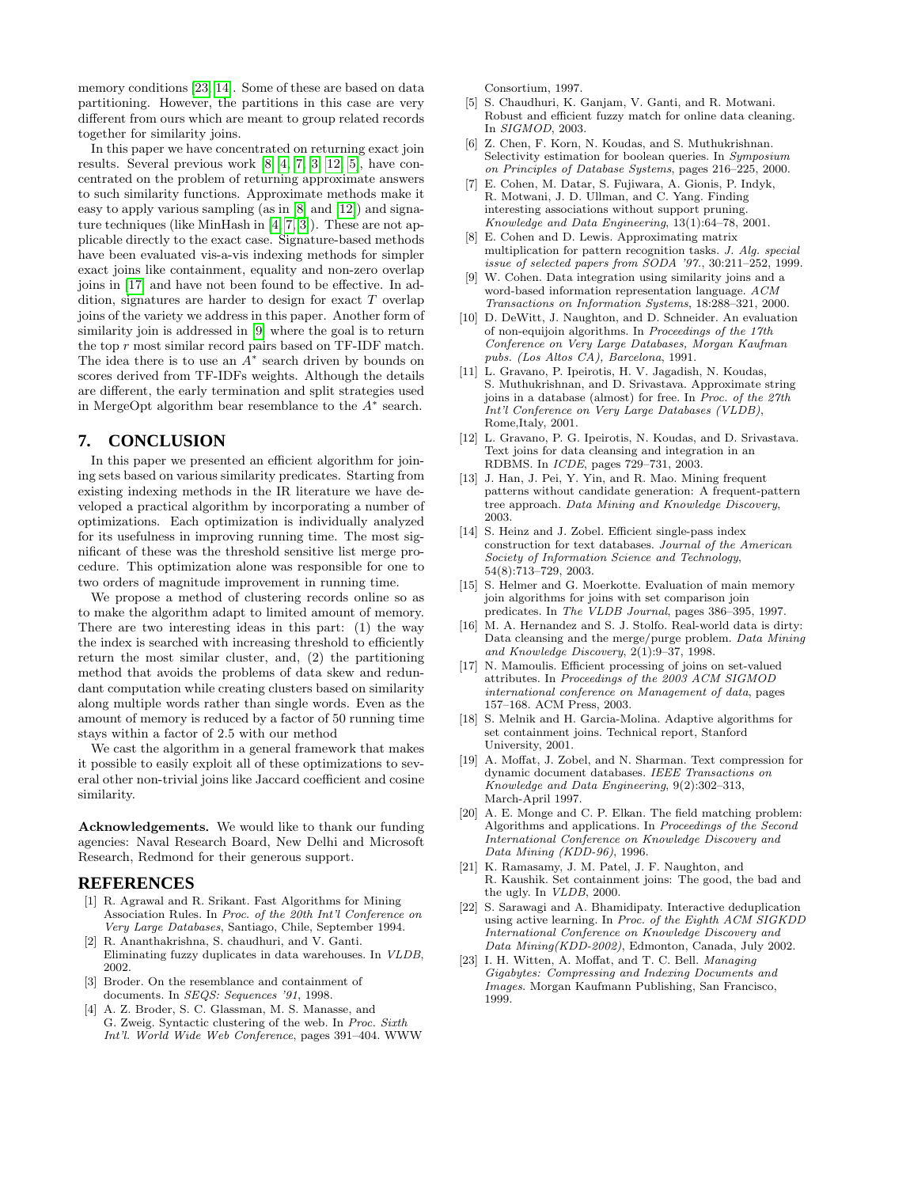memory conditions [23, 14]. Some of these are based on data partitioning. However, the partitions in this case are very different from ours which are meant to group related records together for similarity joins.

In this paper we have concentrated on returning exact join results. Several previous work [8, 4, 7, 3, 12, 5], have concentrated on the problem of returning approximate answers to such similarity functions. Approximate methods make it easy to apply various sampling (as in [8] and [12]) and signature techniques (like MinHash in [4, 7, 3]). These are not applicable directly to the exact case. Signature-based methods have been evaluated vis-a-vis indexing methods for simpler exact joins like containment, equality and non-zero overlap joins in [17] and have not been found to be effective. In addition, signatures are harder to design for exact $T$ overlap joins of the variety we address in this paper. Another form of similarity join is addressed in [9] where the goal is to return the top $r$ most similar record pairs based on TF-IDF match. The idea there is to use an $A^*$ search driven by bounds on scores derived from TF-IDFs weights. Although the details are different, the early termination and split strategies used in MergeOpt algorithm bear resemblance to the $A^*$ search.

## 7. CONCLUSION

In this paper we presented an efficient algorithm for joining sets based on various similarity predicates. Starting from existing indexing methods in the IR literature we have developed a practical algorithm by incorporating a number of optimizations. Each optimization is individually analyzed for its usefulness in improving running time. The most significant of these was the threshold sensitive list merge procedure. This optimization alone was responsible for one to two orders of magnitude improvement in running time.

We propose a method of clustering records online so as to make the algorithm adapt to limited amount of memory. There are two interesting ideas in this part: (1) the way the index is searched with increasing threshold to efficiently return the most similar cluster, and, (2) the partitioning method that avoids the problems of data skew and redundant computation while creating clusters based on similarity along multiple words rather than single words. Even as the amount of memory is reduced by a factor of 50 running time stays within a factor of 2.5 with our method

We cast the algorithm in a general framework that makes it possible to easily exploit all of these optimizations to several other non-trivial joins like Jaccard coefficient and cosine similarity.

**Acknowledgements.** We would like to thank our funding agencies: Naval Research Board, New Delhi and Microsoft Research, Redmond for their generous support.

## REFERENCES

[1] R. Agrawal and R. Srikant. Fast Algorithms for Mining Association Rules. In *Proc. of the 20th Int'l Conference on Very Large Databases*, Santiago, Chile, September 1994.

[2] R. Ananthakrishna, S. chaudhuri, and V. Ganti. Eliminating fuzzy duplicates in data warehouses. In *VLDB*, 2002.

[3] Broder. On the resemblance and containment of documents. In *SEQS: Sequences '91*, 1998.

[4] A. Z. Broder, S. C. Glassman, M. S. Manasse, and G. Zweig. Syntactic clustering of the web. In *Proc. Sixth Int'l. World Wide Web Conference*, pages 391–404. WWW Consortium, 1997.

[5] S. Chaudhuri, K. Ganjam, V. Ganti, and R. Motwani. Robust and efficient fuzzy match for online data cleaning. In *SIGMOD*, 2003.

[6] Z. Chen, F. Korn, N. Koudas, and S. Muthukrishnan. Selectivity estimation for boolean queries. In *Symposium on Principles of Database Systems*, pages 216–225, 2000.

[7] E. Cohen, M. Datar, S. Fujiwara, A. Gionis, P. Indyk, R. Motwani, J. D. Ullman, and C. Yang. Finding interesting associations without support pruning. *Knowledge and Data Engineering*, 13(1):64–78, 2001.

[8] E. Cohen and D. Lewis. Approximating matrix multiplication for pattern recognition tasks. *J. Alg. special issue of selected papers from SODA '97.*, 30:211–252, 1999.

[9] W. Cohen. Data integration using similarity joins and a word-based information representation language. *ACM Transactions on Information Systems*, 18:288–321, 2000.

[10] D. DeWitt, J. Naughton, and D. Schneider. An evaluation of non-equijoin algorithms. In *Proceedings of the 17th Conference on Very Large Databases, Morgan Kaufman pubs. (Los Altos CA), Barcelona*, 1991.

[11] L. Gravano, P. Ipeirotis, H. V. Jagadish, N. Koudas, S. Muthukrishnan, and D. Srivastava. Approximate string joins in a database (almost) for free. In *Proc. of the 27th Int'l Conference on Very Large Databases (VLDB)*, Rome,Italy, 2001.

[12] L. Gravano, P. G. Ipeirotis, N. Koudas, and D. Srivastava. Text joins for data cleansing and integration in an RDBMS. In *ICDE*, pages 729–731, 2003.

[13] J. Han, J. Pei, Y. Yin, and R. Mao. Mining frequent patterns without candidate generation: A frequent-pattern tree approach. *Data Mining and Knowledge Discovery*, 2003.

[14] S. Heinz and J. Zobel. Efficient single-pass index construction for text databases. *Journal of the American Society of Information Science and Technology*, 54(8):713–729, 2003.

[15] S. Helmer and G. Moerkotte. Evaluation of main memory join algorithms for joins with set comparison join predicates. In *The VLDB Journal*, pages 386–395, 1997.

[16] M. A. Hernandez and S. J. Stolfo. Real-world data is dirty: Data cleansing and the merge/purge problem. *Data Mining and Knowledge Discovery*, 2(1):9–37, 1998.

[17] N. Mamoulis. Efficient processing of joins on set-valued attributes. In *Proceedings of the 2003 ACM SIGMOD international conference on Management of data*, pages 157–168. ACM Press, 2003.

[18] S. Melnik and H. Garcia-Molina. Adaptive algorithms for set containment joins. Technical report, Stanford University, 2001.

[19] A. Moffat, J. Zobel, and N. Sharman. Text compression for dynamic document databases. *IEEE Transactions on Knowledge and Data Engineering*, 9(2):302–313, March-April 1997.

[20] A. E. Monge and C. P. Elkan. The field matching problem: Algorithms and applications. In *Proceedings of the Second International Conference on Knowledge Discovery and Data Mining (KDD-96)*, 1996.

[21] K. Ramasamy, J. M. Patel, J. F. Naughton, and R. Kaushik. Set containment joins: The good, the bad and the ugly. In *VLDB*, 2000.

[22] S. Sarawagi and A. Bhamidipaty. Interactive deduplication using active learning. In *Proc. of the Eighth ACM SIGKDD International Conference on Knowledge Discovery and Data Mining(KDD-2002)*, Edmonton, Canada, July 2002.

[23] I. H. Witten, A. Moffat, and T. C. Bell. *Managing Gigabytes: Compressing and Indexing Documents and Images*. Morgan Kaufmann Publishing, San Francisco, 1999.